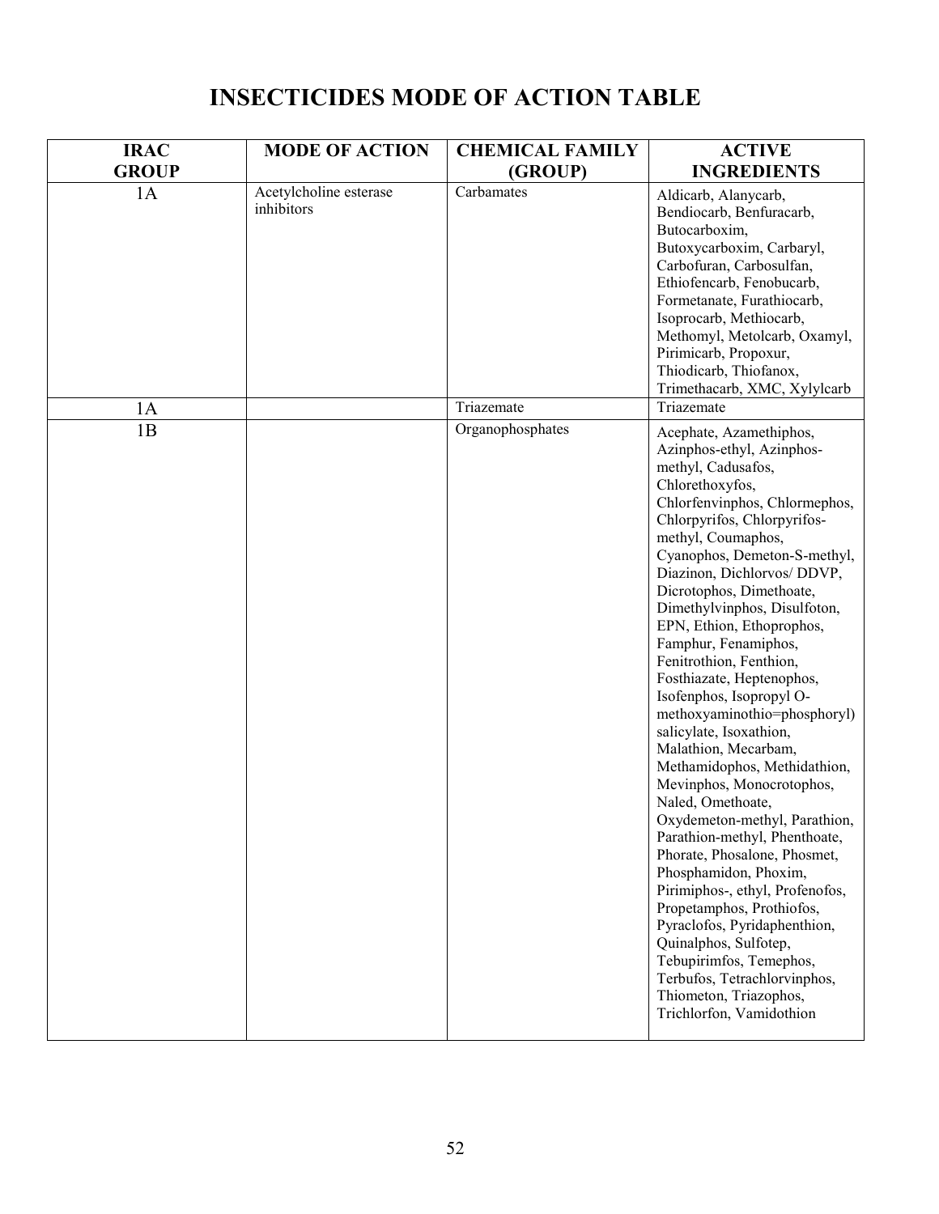# INSECTICIDES MODE OF ACTION TABLE

| IRAC GROUP | MODE OF ACTION | CHEMICAL FAMILY (GROUP) | ACTIVE INGREDIENTS |
|---|---|---|---|
| 1A | Acetylcholine esterase inhibitors | Carbamates | Aldicarb, Alanycarb, Bendiocarb, Benfuracarb, Butocarboxim, Butoxycarboxim, Carbaryl, Carbofuran, Carbosulfan, Ethiofencarb, Fenobucarb, Formetanate, Furathiocarb, Isoprocarb, Methiocarb, Methomyl, Metolcarb, Oxamyl, Pirimicarb, Propoxur, Thiodicarb, Thiofanox, Trimethacarb, XMC, Xylylcarb |
| 1A | | Triazemate | Triazemate |
| 1B | | Organophosphates | Acephate, Azamethiphos, Azinphos-ethyl, Azinphos-methyl, Cadusafos, Chlorethoxyfos, Chlorfenvinphos, Chlormephos, Chlorpyrifos, Chlorpyrifos-methyl, Coumaphos, Cyanophos, Demeton-S-methyl, Diazinon, Dichlorvos/ DDVP, Dicrotophos, Dimethoate, Dimethylvinphos, Disulfoton, EPN, Ethion, Ethoprophos, Famphur, Fenamiphos, Fenitrothion, Fenthion, Fosthiazate, Heptenophos, Isofenphos, Isopropyl O-methoxyaminothio=phosphoryl) salicylate, Isoxathion, Malathion, Mecarbam, Methamidophos, Methidathion, Mevinphos, Monocrotophos, Naled, Omethoate, Oxydemeton-methyl, Parathion, Parathion-methyl, Phenthoate, Phorate, Phosalone, Phosmet, Phosphamidon, Phoxim, Pirimiphos-, ethyl, Profenofos, Propetamphos, Prothiofos, Pyraclofos, Pyridaphenthion, Quinalphos, Sulfotep, Tebupirimfos, Temephos, Terbufos, Tetrachlorvinphos, Thiometon, Triazophos, Trichlorfon, Vamidothion |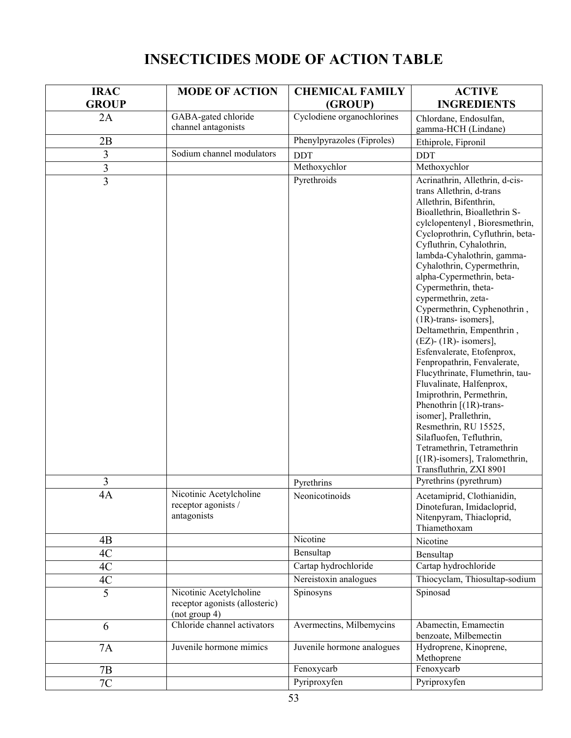# INSECTICIDES MODE OF ACTION TABLE

| IRAC GROUP | MODE OF ACTION | CHEMICAL FAMILY (GROUP) | ACTIVE INGREDIENTS |
|---|---|---|---|
| 2A | GABA-gated chloride channel antagonists | Cyclodiene organochlorines | Chlordane, Endosulfan, gamma-HCH (Lindane) |
| 2B | | Phenylpyrazoles (Fiproles) | Ethiprole, Fipronil |
| 3 | Sodium channel modulators | DDT | DDT |
| 3 | | Methoxychlor | Methoxychlor |
| 3 | | Pyrethroids | Acrinathrin, Allethrin, d-cis-trans Allethrin, d-trans Allethrin, Bifenthrin, Bioallethrin, Bioallethrin S-cylclopentenyl , Bioresmethrin, Cycloprothrin, Cyfluthrin, beta-Cyfluthrin, Cyhalothrin, lambda-Cyhalothrin, gamma-Cyhalothrin, Cypermethrin, alpha-Cypermethrin, beta-Cypermethrin, theta-cypermethrin, zeta-Cypermethrin, Cyphenothrin , (1R)-trans- isomers], Deltamethrin, Empenthrin , (EZ)- (1R)- isomers], Esfenvalerate, Etofenprox, Fenpropathrin, Fenvalerate, Flucythrinate, Flumethrin, tau-Fluvalinate, Halfenprox, Imiprothrin, Permethrin, Phenothrin [(1R)-trans-isomer], Prallethrin, Resmethrin, RU 15525, Silafluofen, Tefluthrin, Tetramethrin, Tetramethrin [(1R)-isomers], Tralomethrin, Transfluthrin, ZXI 8901 |
| 3 | | Pyrethrins | Pyrethrins (pyrethrum) |
| 4A | Nicotinic Acetylcholine receptor agonists / antagonists | Neonicotinoids | Acetamiprid, Clothianidin, Dinotefuran, Imidacloprid, Nitenpyram, Thiacloprid, Thiamethoxam |
| 4B | | Nicotine | Nicotine |
| 4C | | Bensultap | Bensultap |
| 4C | | Cartap hydrochloride | Cartap hydrochloride |
| 4C | | Nereistoxin analogues | Thiocyclam, Thiosultap-sodium |
| 5 | Nicotinic Acetylcholine receptor agonists (allosteric) (not group 4) | Spinosyns | Spinosad |
| 6 | Chloride channel activators | Avermectins, Milbemycins | Abamectin, Emamectin benzoate, Milbemectin |
| 7A | Juvenile hormone mimics | Juvenile hormone analogues | Hydroprene, Kinoprene, Methoprene |
| 7B | | Fenoxycarb | Fenoxycarb |
| 7C | | Pyriproxyfen | Pyriproxyfen |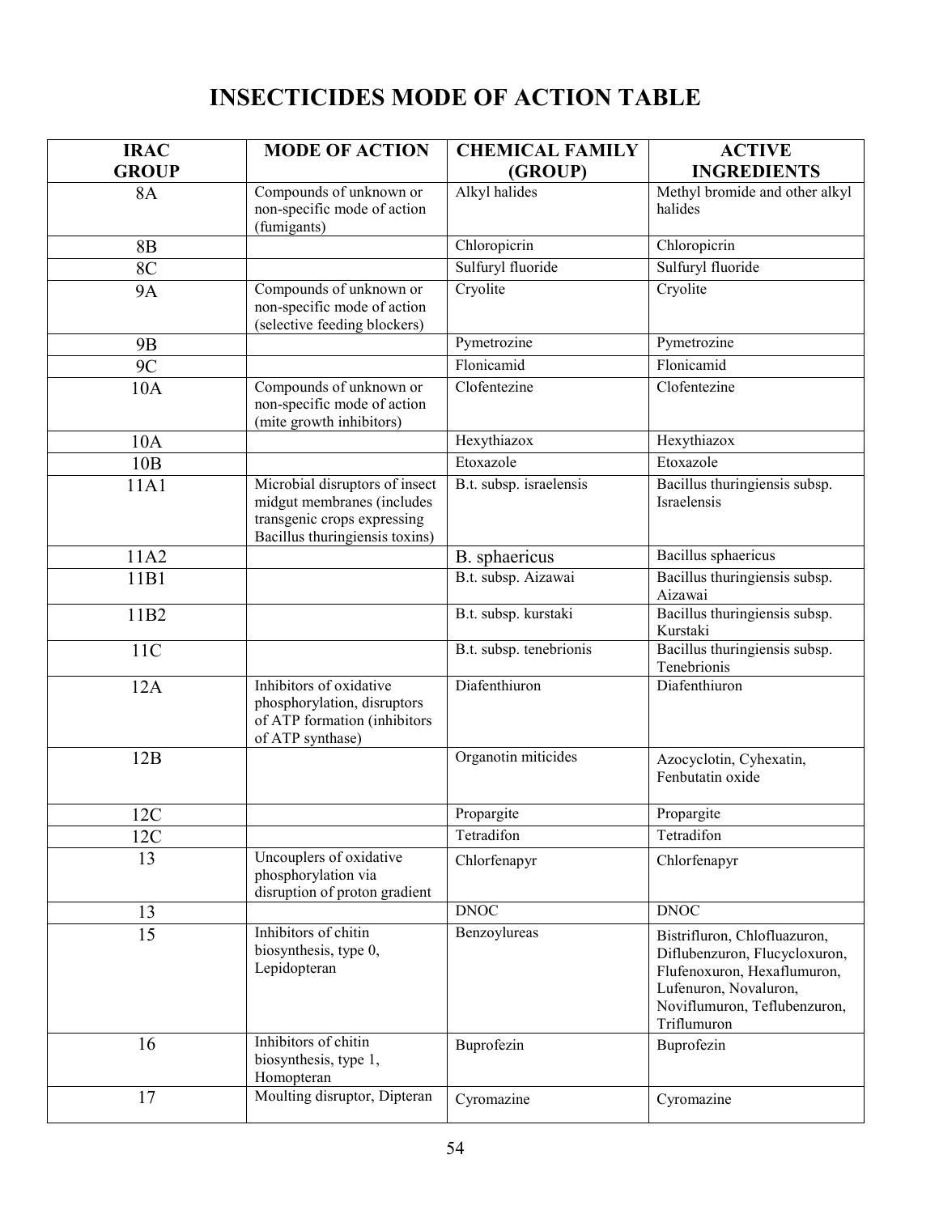# INSECTICIDES MODE OF ACTION TABLE

| IRAC GROUP | MODE OF ACTION | CHEMICAL FAMILY (GROUP) | ACTIVE INGREDIENTS |
|---|---|---|---|
| 8A | Compounds of unknown or non-specific mode of action (fumigants) | Alkyl halides | Methyl bromide and other alkyl halides |
| 8B | | Chloropicrin | Chloropicrin |
| 8C | | Sulfuryl fluoride | Sulfuryl fluoride |
| 9A | Compounds of unknown or non-specific mode of action (selective feeding blockers) | Cryolite | Cryolite |
| 9B | | Pymetrozine | Pymetrozine |
| 9C | | Flonicamid | Flonicamid |
| 10A | Compounds of unknown or non-specific mode of action (mite growth inhibitors) | Clofentezine | Clofentezine |
| 10A | | Hexythiazox | Hexythiazox |
| 10B | | Etoxazole | Etoxazole |
| 11A1 | Microbial disruptors of insect midgut membranes (includes transgenic crops expressing Bacillus thuringiensis toxins) | B.t. subsp. israelensis | Bacillus thuringiensis subsp. Israelensis |
| 11A2 | | B. sphaericus | Bacillus sphaericus |
| 11B1 | | B.t. subsp. Aizawai | Bacillus thuringiensis subsp. Aizawai |
| 11B2 | | B.t. subsp. kurstaki | Bacillus thuringiensis subsp. Kurstaki |
| 11C | | B.t. subsp. tenebrionis | Bacillus thuringiensis subsp. Tenebrionis |
| 12A | Inhibitors of oxidative phosphorylation, disruptors of ATP formation (inhibitors of ATP synthase) | Diafenthiuron | Diafenthiuron |
| 12B | | Organotin miticides | Azocyclotin, Cyhexatin, Fenbutatin oxide |
| 12C | | Propargite | Propargite |
| 12C | | Tetradifon | Tetradifon |
| 13 | Uncouplers of oxidative phosphorylation via disruption of proton gradient | Chlorfenapyr | Chlorfenapyr |
| 13 | | DNOC | DNOC |
| 15 | Inhibitors of chitin biosynthesis, type 0, Lepidopteran | Benzoylureas | Bistrifluron, Chlofluazuron, Diflubenzuron, Flucycloxuron, Flufenoxuron, Hexaflumuron, Lufenuron, Novaluron, Noviflumuron, Teflubenzuron, Triflumuron |
| 16 | Inhibitors of chitin biosynthesis, type 1, Homopteran | Buprofezin | Buprofezin |
| 17 | Moulting disruptor, Dipteran | Cyromazine | Cyromazine |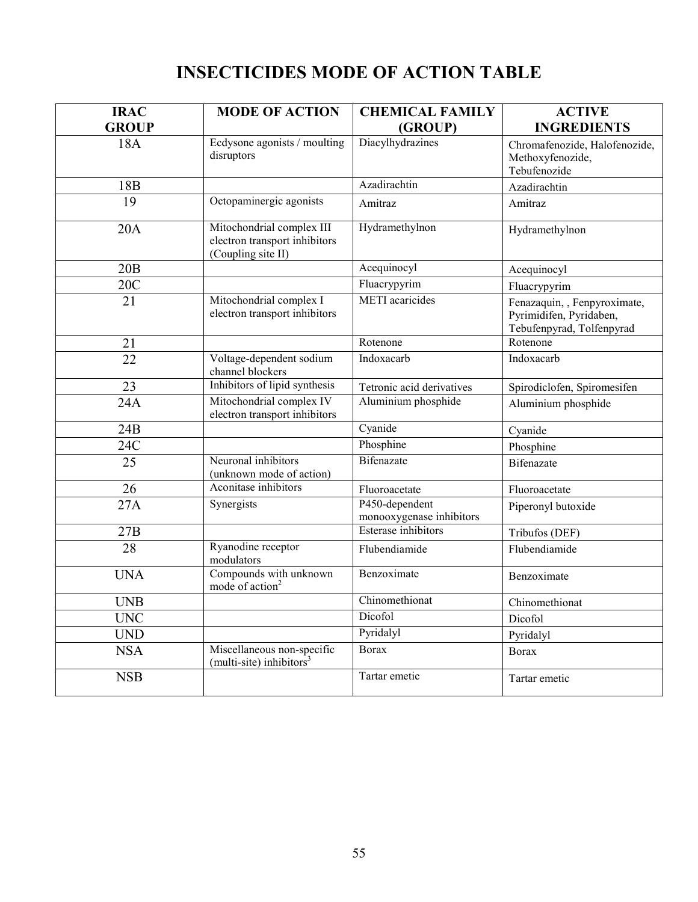# INSECTICIDES MODE OF ACTION TABLE

| IRAC GROUP | MODE OF ACTION | CHEMICAL FAMILY (GROUP) | ACTIVE INGREDIENTS |
|---|---|---|---|
| 18A | Ecdysone agonists / moulting disruptors | Diacylhydrazines | Chromafenozide, Halofenozide, Methoxyfenozide, Tebufenozide |
| 18B | | Azadirachtin | Azadirachtin |
| 19 | Octopaminergic agonists | Amitraz | Amitraz |
| 20A | Mitochondrial complex III electron transport inhibitors (Coupling site II) | Hydramethylnon | Hydramethylnon |
| 20B | | Acequinocyl | Acequinocyl |
| 20C | | Fluacrypyrim | Fluacrypyrim |
| 21 | Mitochondrial complex I electron transport inhibitors | METI acaricides | Fenazaquin, , Fenpyroximate, Pyrimidifen, Pyridaben, Tebufenpyrad, Tolfenpyrad |
| 21 | | Rotenone | Rotenone |
| 22 | Voltage-dependent sodium channel blockers | Indoxacarb | Indoxacarb |
| 23 | Inhibitors of lipid synthesis | Tetronic acid derivatives | Spirodiclofen, Spiromesifen |
| 24A | Mitochondrial complex IV electron transport inhibitors | Aluminium phosphide | Aluminium phosphide |
| 24B | | Cyanide | Cyanide |
| 24C | | Phosphine | Phosphine |
| 25 | Neuronal inhibitors (unknown mode of action) | Bifenazate | Bifenazate |
| 26 | Aconitase inhibitors | Fluoroacetate | Fluoroacetate |
| 27A | Synergists | P450-dependent monooxygenase inhibitors | Piperonyl butoxide |
| 27B | | Esterase inhibitors | Tribufos (DEF) |
| 28 | Ryanodine receptor modulators | Flubendiamide | Flubendiamide |
| UNA | Compounds with unknown mode of action[2] | Benzoximate | Benzoximate |
| UNB | | Chinomethionat | Chinomethionat |
| UNC | | Dicofol | Dicofol |
| UND | | Pyridalyl | Pyridalyl |
| NSA | Miscellaneous non-specific (multi-site) inhibitors[3] | Borax | Borax |
| NSB | | Tartar emetic | Tartar emetic |